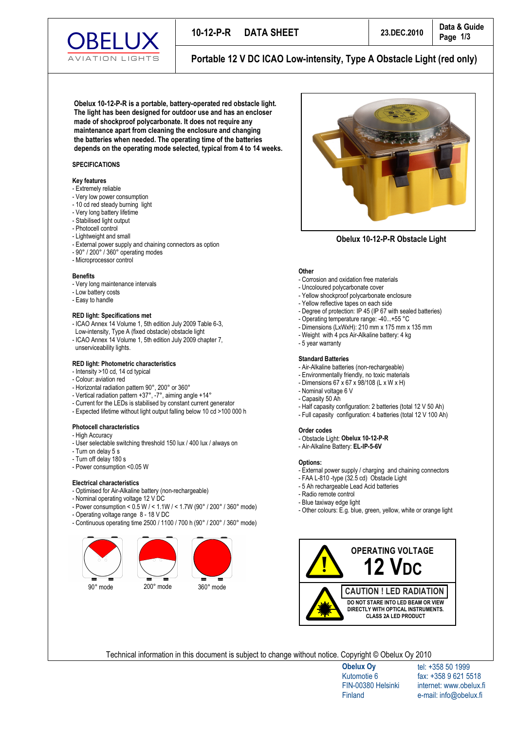# 10-12-P-R DATA SHEET

**Data & Guide**

23.DEC.2010

## Portable 12 V DC ICAO Low-intensity, Type A Obstacle Light (red only)

**Obelux 10-12-P-R is a portable, battery-operated red obstacle light. The light has been designed for outdoor use and has an encloser made of shockproof polycarbonate. It does not require any maintenance apart from cleaning the enclosure and changing the batteries when needed. The operating time of the batteries depends on the operating mode selected, typical from 4 to 14 weeks.**

Obelux 10-12-P-R Obstacle Light

### SPECIFICATIONS

**Key features**

- Extremely reliable
- Very low power consumption
- 10 cd red steady burning light
- Very long battery lifetime
- Stabilised light output
- Photocell control
- Lightweight and small
- External power supply and chaining connectors as option
- 90° / 200° / 360° operating modes
- Microprocessor control

**Benefits**

- Very long maintenance intervals
- Low battery costs
- Easy to handle

**RED light: Specifications met**

- ICAO Annex 14 Volume 1, 5th edition July 2009 Table 6-3, Low-intensity, Type A (fixed obstacle) obstacle light
- ICAO Annex 14 Volume 1, 5th edition July 2009 chapter 7, unserviceability lights.

**RED light: Photometric characteristics**

- Intensity >10 cd, 14 cd typical
- Colour: aviation red
- Horizontal radiation pattern 90°, 200° or 360°
- Vertical radiation pattern +37°, -7°, aiming angle +14°
- Current for the LEDs is stabilised by constant current generator
- Expected lifetime without light output falling below 10 cd >100 000 h

**Photocell characteristics**

- High Accuracy
- User selectable switching threshold 150 lux / 400 lux / always on
- Turn on delay 5 s
- Turn off delay 180 s
- Power consumption <0.05 W

**Electrical characteristics**

- Optimised for Air-Alkaline battery (non-rechargeable)
- Nominal operating voltage 12 V DC
- Power consumption < 0.5 W / < 1.1W / < 1.7W (90° / 200° / 360° mode)
- Operating voltage range 8 - 18 V DC
- Continuous operating time 2500 / 1100 / 700 h (90° / 200° / 360° mode)

90° mode | 200° mode | 360° mode

**Other**

- Corrosion and oxidation free materials
- Uncoloured polycarbonate cover
- Yellow shockproof polycarbonate enclosure
- Yellow reflective tapes on each side
- Degree of protection: IP 45 (IP 67 with sealed batteries)
- Operating temperature range: -40...+55 °C
- Dimensions (LxWxH): 210 mm x 175 mm x 135 mm
- Weight with 4 pcs Air-Alkaline battery: 4 kg
- 5 year warranty

**Standard Batteries**

- Air-Alkaline batteries (non-rechargeable)
- Environmentally friendly, no toxic materials
- Dimensions 67 x 67 x 98/108 (L x W x H)
- Nominal voltage 6 V
- Capasity 50 Ah
- Half capasity configuration: 2 batteries (total 12 V 50 Ah)
- Full capasity configuration: 4 batteries (total 12 V 100 Ah)

**Order codes**

- Obstacle Light: **Obelux 10-12-P-R**
- Air-Alkaline Battery: **EL-IP-5-6V**

**Options:**

- External power supply / charging and chaining connectors
- FAA L-810 -type (32.5 cd) Obstacle Light
- 5 Ah rechargeable Lead Acid batteries
- Radio remote control
- Blue taxiway edge light
- Other colours: E.g. blue, green, yellow, white or orange light

**OPERATING VOLTAGE**
**12 VDC**

**CAUTION ! LED RADIATION**
DO NOT STARE INTO LED BEAM OR VIEW DIRECTLY WITH OPTICAL INSTRUMENTS.
CLASS 2A LED PRODUCT

Technical information in this document is subject to change without notice. Copyright © Obelux Oy 2010

**Obelux Oy**
Kutomotie 6
FIN-00380 Helsinki
Finland

tel: +358 50 1999
fax: +358 9 621 5518
internet: www.obelux.fi
e-mail: info@obelux.fi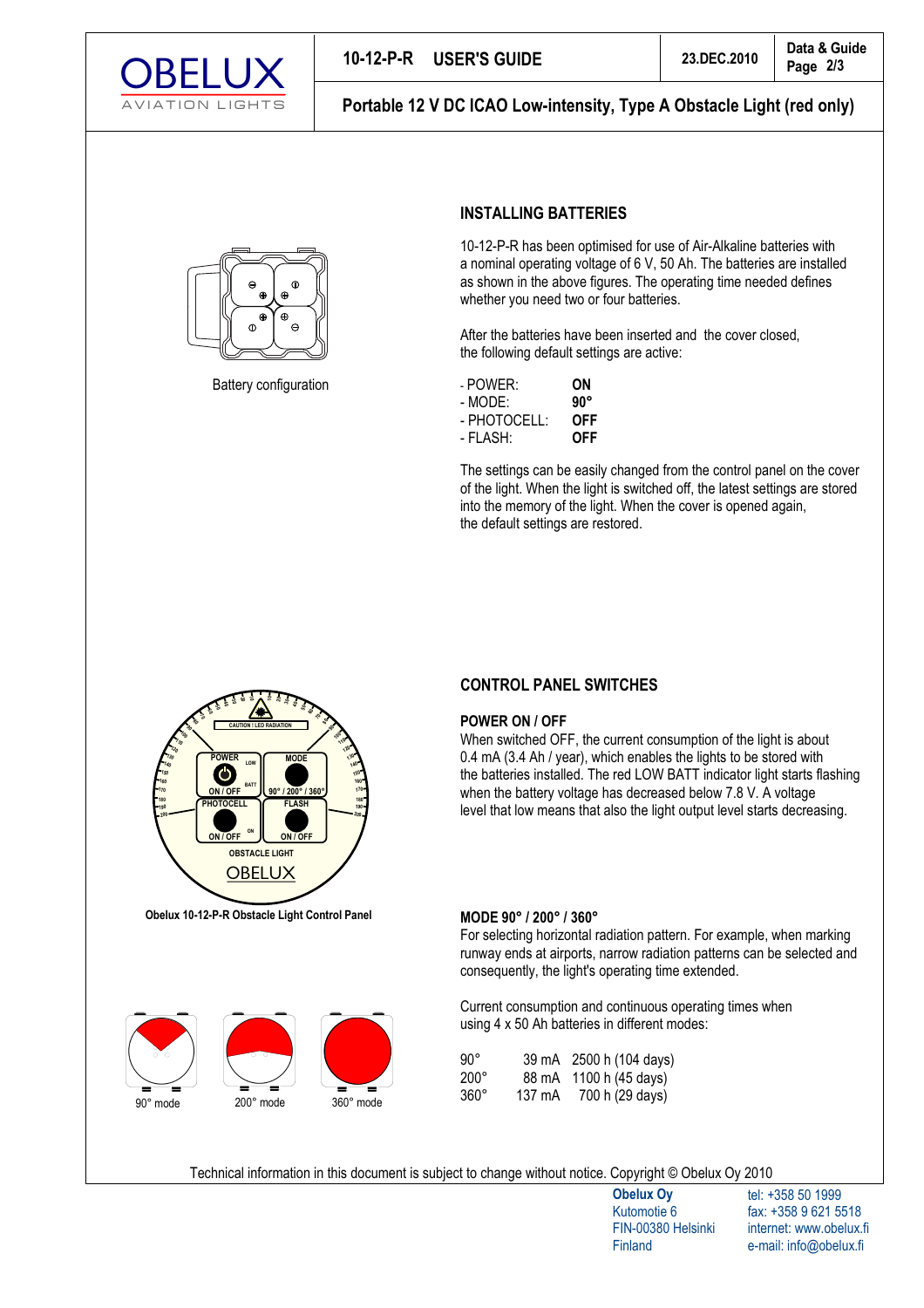## INSTALLING BATTERIES

Battery configuration

10-12-P-R has been optimised for use of Air-Alkaline batteries with a nominal operating voltage of 6 V, 50 Ah. The batteries are installed as shown in the above figures. The operating time needed defines whether you need two or four batteries.

After the batteries have been inserted and the cover closed, the following default settings are active:

- POWER: **ON**
- MODE: **90°**
- PHOTOCELL: **OFF**
- FLASH: **OFF**

The settings can be easily changed from the control panel on the cover of the light. When the light is switched off, the latest settings are stored into the memory of the light. When the cover is opened again, the default settings are restored.

## CONTROL PANEL SWITCHES

**Obelux 10-12-P-R Obstacle Light Control Panel**

### POWER ON / OFF

When switched OFF, the current consumption of the light is about 0.4 mA (3.4 Ah / year), which enables the lights to be stored with the batteries installed. The red LOW BATT indicator light starts flashing when the battery voltage has decreased below 7.8 V. A voltage level that low means that also the light output level starts decreasing.

### MODE 90° / 200° / 360°

For selecting horizontal radiation pattern. For example, when marking runway ends at airports, narrow radiation patterns can be selected and consequently, the light's operating time extended.

Current consumption and continuous operating times when using 4 x 50 Ah batteries in different modes:

| Mode | Current | Operating time |
|---|---|---|
| 90° | 39 mA | 2500 h (104 days) |
| 200° | 88 mA | 1100 h (45 days) |
| 360° | 137 mA | 700 h (29 days) |

90° mode | 200° mode | 360° mode

Technical information in this document is subject to change without notice. Copyright © Obelux Oy 2010

**Obelux Oy**
Kutomotie 6
FIN-00380 Helsinki
Finland

tel: +358 50 1999
fax: +358 9 621 5518
internet: www.obelux.fi
e-mail: info@obelux.fi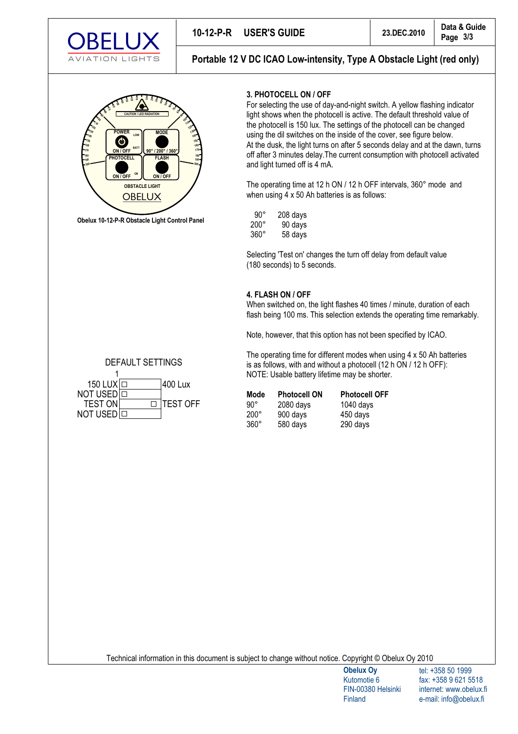Obelux 10-12-P-R Obstacle Light Control Panel

DEFAULT SETTINGS

| | 1 | |
|---|---|---|
| 150 LUX | ☐ | 400 Lux |
| NOT USED | ☐ | |
| TEST ON | ☐ | TEST OFF |
| NOT USED | ☐ | |

### 3. PHOTOCELL ON / OFF

For selecting the use of day-and-night switch. A yellow flashing indicator light shows when the photocell is active. The default threshold value of the photocell is 150 lux. The settings of the photocell can be changed using the dil switches on the inside of the cover, see figure below. At the dusk, the light turns on after 5 seconds delay and at the dawn, turns off after 3 minutes delay.The current consumption with photocell activated and light turned off is 4 mA.

The operating time at 12 h ON / 12 h OFF intervals, 360° mode and when using 4 x 50 Ah batteries is as follows:

| | |
|---|---|
| 90° | 208 days |
| 200° | 90 days |
| 360° | 58 days |

Selecting 'Test on' changes the turn off delay from default value (180 seconds) to 5 seconds.

### 4. FLASH ON / OFF

When switched on, the light flashes 40 times / minute, duration of each flash being 100 ms. This selection extends the operating time remarkably.

Note, however, that this option has not been specified by ICAO.

The operating time for different modes when using 4 x 50 Ah batteries is as follows, with and without a photocell (12 h ON / 12 h OFF):
NOTE: Usable battery lifetime may be shorter.

| Mode | Photocell ON | Photocell OFF |
|---|---|---|
| 90° | 2080 days | 1040 days |
| 200° | 900 days | 450 days |
| 360° | 580 days | 290 days |

Technical information in this document is subject to change without notice. Copyright © Obelux Oy 2010

**Obelux Oy**
Kutomotie 6
FIN-00380 Helsinki
Finland

tel: +358 50 1999
fax: +358 9 621 5518
internet: www.obelux.fi
e-mail: info@obelux.fi